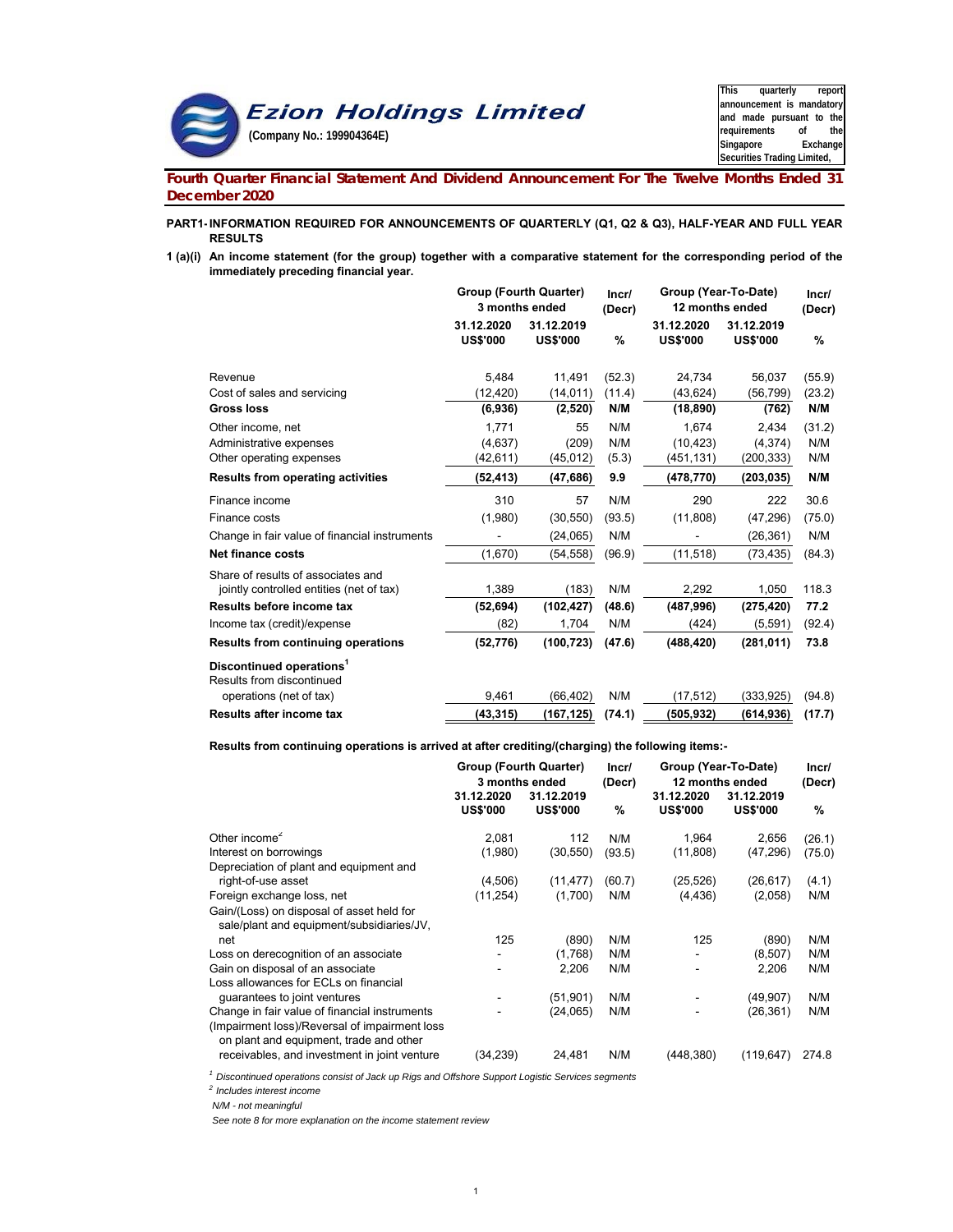# Ezion Holdings Limited

**(Company No.: 199904364E)**

This quarterly report announcement is mandatory and made pursuant to the requirements of the Singapore Exchange Securities Trading Limited,

## Fourth Quarter Financial Statement And Dividend Announcement For The Twelve Months Ended 31 December 2020

**PART1- INFORMATION REQUIRED FOR ANNOUNCEMENTS OF QUARTERLY (Q1, Q2 & Q3), HALF-YEAR AND FULL YEAR RESULTS**

**1 (a)(i) An income statement (for the group) together with a comparative statement for the corresponding period of the immediately preceding financial year.**

| | Group (Fourth Quarter) 3 months ended | | Incr/ (Decr) | Group (Year-To-Date) 12 months ended | | Incr/ (Decr) |
|---|---|---|---|---|---|---|
| | 31.12.2020 US$'000 | 31.12.2019 US$'000 | % | 31.12.2020 US$'000 | 31.12.2019 US$'000 | % |
| Revenue | 5,484 | 11,491 | (52.3) | 24,734 | 56,037 | (55.9) |
| Cost of sales and servicing | (12,420) | (14,011) | (11.4) | (43,624) | (56,799) | (23.2) |
| **Gross loss** | **(6,936)** | **(2,520)** | **N/M** | **(18,890)** | **(762)** | **N/M** |
| Other income, net | 1,771 | 55 | N/M | 1,674 | 2,434 | (31.2) |
| Administrative expenses | (4,637) | (209) | N/M | (10,423) | (4,374) | N/M |
| Other operating expenses | (42,611) | (45,012) | (5.3) | (451,131) | (200,333) | N/M |
| **Results from operating activities** | **(52,413)** | **(47,686)** | **9.9** | **(478,770)** | **(203,035)** | **N/M** |
| Finance income | 310 | 57 | N/M | 290 | 222 | 30.6 |
| Finance costs | (1,980) | (30,550) | (93.5) | (11,808) | (47,296) | (75.0) |
| Change in fair value of financial instruments | - | (24,065) | N/M | - | (26,361) | N/M |
| **Net finance costs** | (1,670) | (54,558) | (96.9) | (11,518) | (73,435) | (84.3) |
| Share of results of associates and jointly controlled entities (net of tax) | 1,389 | (183) | N/M | 2,292 | 1,050 | 118.3 |
| **Results before income tax** | **(52,694)** | **(102,427)** | **(48.6)** | **(487,996)** | **(275,420)** | **77.2** |
| Income tax (credit)/expense | (82) | 1,704 | N/M | (424) | (5,591) | (92.4) |
| **Results from continuing operations** | **(52,776)** | **(100,723)** | **(47.6)** | **(488,420)** | **(281,011)** | **73.8** |
| **Discontinued operations**[1] | | | | | | |
| Results from discontinued operations (net of tax) | 9,461 | (66,402) | N/M | (17,512) | (333,925) | (94.8) |
| **Results after income tax** | **(43,315)** | **(167,125)** | **(74.1)** | **(505,932)** | **(614,936)** | **(17.7)** |

**Results from continuing operations is arrived at after crediting/(charging) the following items:-**

| | Group (Fourth Quarter) 3 months ended | | Incr/ (Decr) | Group (Year-To-Date) 12 months ended | | Incr/ (Decr) |
|---|---|---|---|---|---|---|
| | 31.12.2020 US$'000 | 31.12.2019 US$'000 | % | 31.12.2020 US$'000 | 31.12.2019 US$'000 | % |
| Other income[2] | 2,081 | 112 | N/M | 1,964 | 2,656 | (26.1) |
| Interest on borrowings | (1,980) | (30,550) | (93.5) | (11,808) | (47,296) | (75.0) |
| Depreciation of plant and equipment and right-of-use asset | (4,506) | (11,477) | (60.7) | (25,526) | (26,617) | (4.1) |
| Foreign exchange loss, net | (11,254) | (1,700) | N/M | (4,436) | (2,058) | N/M |
| Gain/(Loss) on disposal of asset held for sale/plant and equipment/subsidiaries/JV, net | 125 | (890) | N/M | 125 | (890) | N/M |
| Loss on derecognition of an associate | - | (1,768) | N/M | - | (8,507) | N/M |
| Gain on disposal of an associate | - | 2,206 | N/M | - | 2,206 | N/M |
| Loss allowances for ECLs on financial guarantees to joint ventures | - | (51,901) | N/M | - | (49,907) | N/M |
| Change in fair value of financial instruments | - | (24,065) | N/M | - | (26,361) | N/M |
| (Impairment loss)/Reversal of impairment loss on plant and equipment, trade and other receivables, and investment in joint venture | (34,239) | 24,481 | N/M | (448,380) | (119,647) | 274.8 |

*[1] Discontinued operations consist of Jack up Rigs and Offshore Support Logistic Services segments*

*[2] Includes interest income*

*N/M - not meaningful*

*See note 8 for more explanation on the income statement review*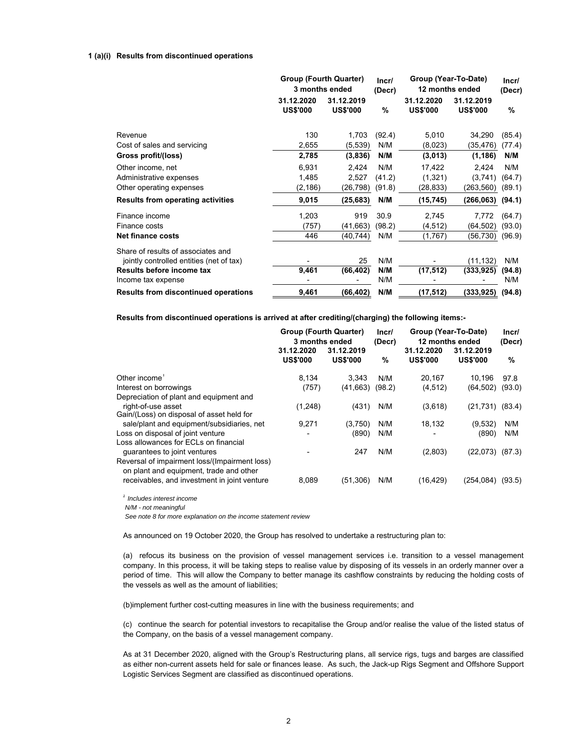**1 (a)(i) Results from discontinued operations**

| | Group (Fourth Quarter) 3 months ended | | Incr/ (Decr) | Group (Year-To-Date) 12 months ended | | Incr/ (Decr) |
|---|---|---|---|---|---|---|
| | 31.12.2020 US$'000 | 31.12.2019 US$'000 | % | 31.12.2020 US$'000 | 31.12.2019 US$'000 | % |
| Revenue | 130 | 1,703 | (92.4) | 5,010 | 34,290 | (85.4) |
| Cost of sales and servicing | 2,655 | (5,539) | N/M | (8,023) | (35,476) | (77.4) |
| **Gross profit/(loss)** | **2,785** | **(3,836)** | **N/M** | **(3,013)** | **(1,186)** | **N/M** |
| Other income, net | 6,931 | 2,424 | N/M | 17,422 | 2,424 | N/M |
| Administrative expenses | 1,485 | 2,527 | (41.2) | (1,321) | (3,741) | (64.7) |
| Other operating expenses | (2,186) | (26,798) | (91.8) | (28,833) | (263,560) | (89.1) |
| **Results from operating activities** | **9,015** | **(25,683)** | **N/M** | **(15,745)** | **(266,063)** | **(94.1)** |
| Finance income | 1,203 | 919 | 30.9 | 2,745 | 7,772 | (64.7) |
| Finance costs | (757) | (41,663) | (98.2) | (4,512) | (64,502) | (93.0) |
| **Net finance costs** | 446 | (40,744) | N/M | (1,767) | (56,730) | (96.9) |
| Share of results of associates and jointly controlled entities (net of tax) | - | 25 | N/M | - | (11,132) | N/M |
| **Results before income tax** | **9,461** | **(66,402)** | **N/M** | **(17,512)** | **(333,925)** | **(94.8)** |
| Income tax expense | - | - | N/M | - | - | N/M |
| **Results from discontinued operations** | **9,461** | **(66,402)** | **N/M** | **(17,512)** | **(333,925)** | **(94.8)** |

**Results from discontinued operations is arrived at after crediting/(charging) the following items:-**

| | Group (Fourth Quarter) 3 months ended | | Incr/ (Decr) | Group (Year-To-Date) 12 months ended | | Incr/ (Decr) |
|---|---|---|---|---|---|---|
| | 31.12.2020 US$'000 | 31.12.2019 US$'000 | % | 31.12.2020 US$'000 | 31.12.2019 US$'000 | % |
| Other income[1] | 8,134 | 3,343 | N/M | 20,167 | 10,196 | 97.8 |
| Interest on borrowings | (757) | (41,663) | (98.2) | (4,512) | (64,502) | (93.0) |
| Depreciation of plant and equipment and right-of-use asset | (1,248) | (431) | N/M | (3,618) | (21,731) | (83.4) |
| Gain/(Loss) on disposal of asset held for sale/plant and equipment/subsidiaries, net | 9,271 | (3,750) | N/M | 18,132 | (9,532) | N/M |
| Loss on disposal of joint venture | - | (890) | N/M | - | (890) | N/M |
| Loss allowances for ECLs on financial guarantees to joint ventures | - | 247 | N/M | (2,803) | (22,073) | (87.3) |
| Reversal of impairment loss/(Impairment loss) on plant and equipment, trade and other receivables, and investment in joint venture | 8,089 | (51,306) | N/M | (16,429) | (254,084) | (93.5) |

[1] *Includes interest income*

*N/M - not meaningful*

*See note 8 for more explanation on the income statement review*

As announced on 19 October 2020, the Group has resolved to undertake a restructuring plan to:

(a) refocus its business on the provision of vessel management services i.e. transition to a vessel management company. In this process, it will be taking steps to realise value by disposing of its vessels in an orderly manner over a period of time. This will allow the Company to better manage its cashflow constraints by reducing the holding costs of the vessels as well as the amount of liabilities;

(b)implement further cost-cutting measures in line with the business requirements; and

(c) continue the search for potential investors to recapitalise the Group and/or realise the value of the listed status of the Company, on the basis of a vessel management company.

As at 31 December 2020, aligned with the Group's Restructuring plans, all service rigs, tugs and barges are classified as either non-current assets held for sale or finances lease. As such, the Jack-up Rigs Segment and Offshore Support Logistic Services Segment are classified as discontinued operations.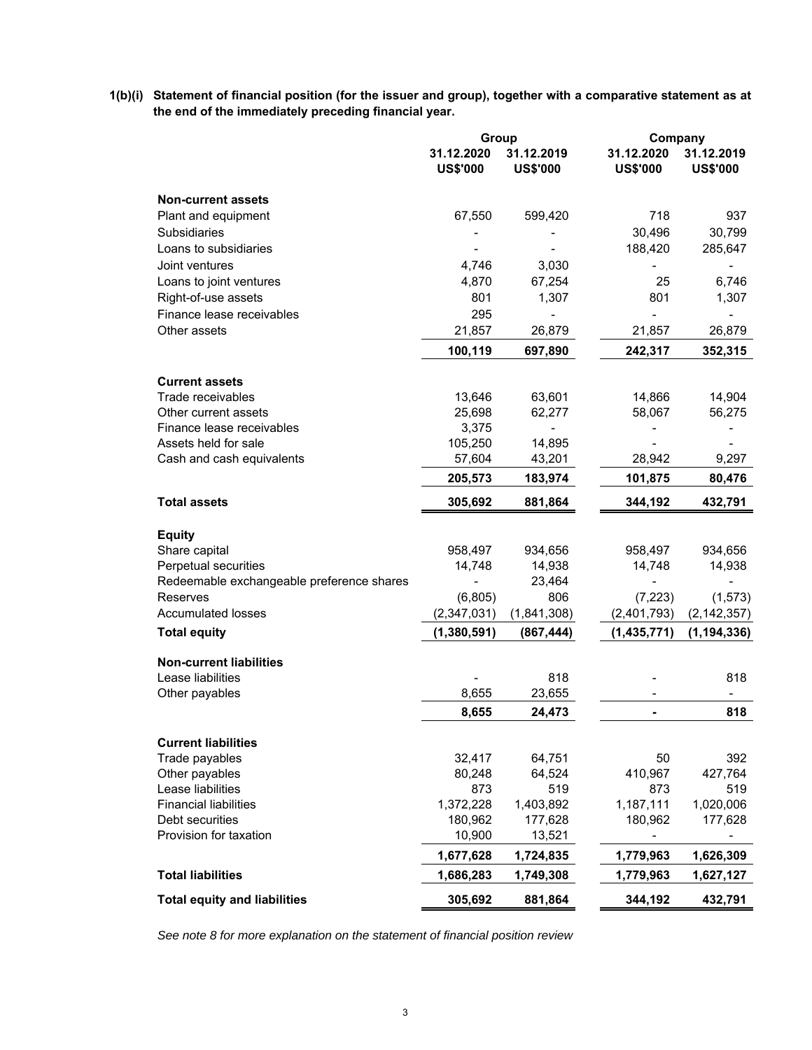**1(b)(i) Statement of financial position (for the issuer and group), together with a comparative statement as at the end of the immediately preceding financial year.**

| | Group | | Company | |
|---|---|---|---|---|
| | 31.12.2020 | 31.12.2019 | 31.12.2020 | 31.12.2019 |
| | US$'000 | US$'000 | US$'000 | US$'000 |
| **Non-current assets** | | | | |
| Plant and equipment | 67,550 | 599,420 | 718 | 937 |
| Subsidiaries | - | - | 30,496 | 30,799 |
| Loans to subsidiaries | - | - | 188,420 | 285,647 |
| Joint ventures | 4,746 | 3,030 | - | - |
| Loans to joint ventures | 4,870 | 67,254 | 25 | 6,746 |
| Right-of-use assets | 801 | 1,307 | 801 | 1,307 |
| Finance lease receivables | 295 | - | - | - |
| Other assets | 21,857 | 26,879 | 21,857 | 26,879 |
| | **100,119** | **697,890** | **242,317** | **352,315** |
| **Current assets** | | | | |
| Trade receivables | 13,646 | 63,601 | 14,866 | 14,904 |
| Other current assets | 25,698 | 62,277 | 58,067 | 56,275 |
| Finance lease receivables | 3,375 | - | - | - |
| Assets held for sale | 105,250 | 14,895 | - | - |
| Cash and cash equivalents | 57,604 | 43,201 | 28,942 | 9,297 |
| | **205,573** | **183,974** | **101,875** | **80,476** |
| **Total assets** | **305,692** | **881,864** | **344,192** | **432,791** |
| **Equity** | | | | |
| Share capital | 958,497 | 934,656 | 958,497 | 934,656 |
| Perpetual securities | 14,748 | 14,938 | 14,748 | 14,938 |
| Redeemable exchangeable preference shares | - | 23,464 | - | - |
| Reserves | (6,805) | 806 | (7,223) | (1,573) |
| Accumulated losses | (2,347,031) | (1,841,308) | (2,401,793) | (2,142,357) |
| **Total equity** | **(1,380,591)** | **(867,444)** | **(1,435,771)** | **(1,194,336)** |
| **Non-current liabilities** | | | | |
| Lease liabilities | - | 818 | - | 818 |
| Other payables | 8,655 | 23,655 | - | - |
| | **8,655** | **24,473** | **-** | **818** |
| **Current liabilities** | | | | |
| Trade payables | 32,417 | 64,751 | 50 | 392 |
| Other payables | 80,248 | 64,524 | 410,967 | 427,764 |
| Lease liabilities | 873 | 519 | 873 | 519 |
| Financial liabilities | 1,372,228 | 1,403,892 | 1,187,111 | 1,020,006 |
| Debt securities | 180,962 | 177,628 | 180,962 | 177,628 |
| Provision for taxation | 10,900 | 13,521 | - | - |
| | **1,677,628** | **1,724,835** | **1,779,963** | **1,626,309** |
| **Total liabilities** | **1,686,283** | **1,749,308** | **1,779,963** | **1,627,127** |
| **Total equity and liabilities** | **305,692** | **881,864** | **344,192** | **432,791** |

*See note 8 for more explanation on the statement of financial position review*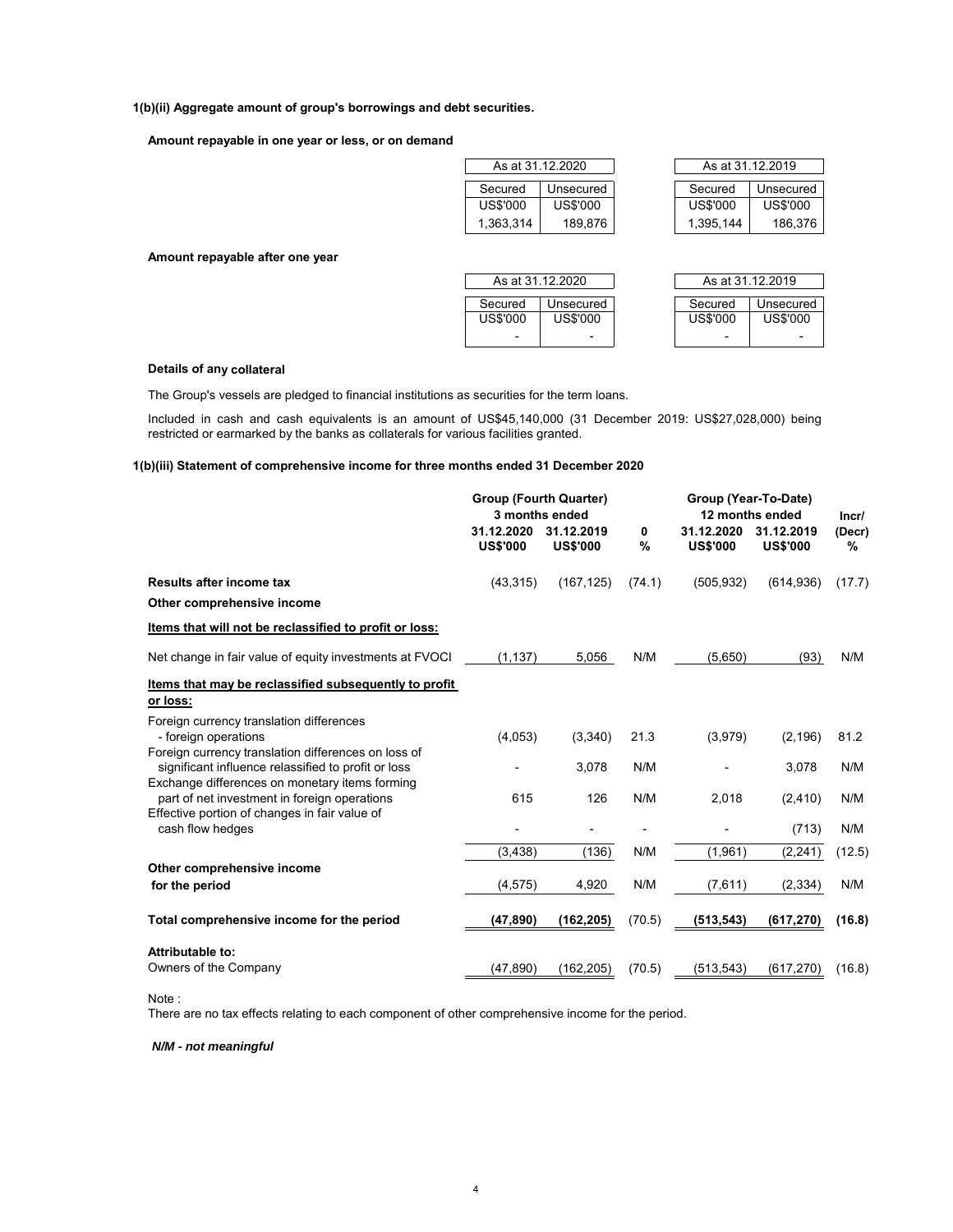### 1(b)(ii) Aggregate amount of group's borrowings and debt securities.

**Amount repayable in one year or less, or on demand**

| As at 31.12.2020 | | As at 31.12.2019 | |
|---|---|---|---|
| Secured | Unsecured | Secured | Unsecured |
| US$'000 | US$'000 | US$'000 | US$'000 |
| 1,363,314 | 189,876 | 1,395,144 | 186,376 |

**Amount repayable after one year**

| As at 31.12.2020 | | As at 31.12.2019 | |
|---|---|---|---|
| Secured | Unsecured | Secured | Unsecured |
| US$'000 | US$'000 | US$'000 | US$'000 |
| - | - | - | - |

**Details of any collateral**

The Group's vessels are pledged to financial institutions as securities for the term loans.

Included in cash and cash equivalents is an amount of US$45,140,000 (31 December 2019: US$27,028,000) being restricted or earmarked by the banks as collaterals for various facilities granted.

### 1(b)(iii) Statement of comprehensive income for three months ended 31 December 2020

| | Group (Fourth Quarter) 3 months ended | | | Group (Year-To-Date) 12 months ended | | |
|---|---|---|---|---|---|---|
| | 31.12.2020 US$'000 | 31.12.2019 US$'000 | 0 % | 31.12.2020 US$'000 | 31.12.2019 US$'000 | Incr/ (Decr) % |
| **Results after income tax** | (43,315) | (167,125) | (74.1) | (505,932) | (614,936) | (17.7) |
| **Other comprehensive income** | | | | | | |
| **Items that will not be reclassified to profit or loss:** | | | | | | |
| Net change in fair value of equity investments at FVOCI | (1,137) | 5,056 | N/M | (5,650) | (93) | N/M |
| **Items that may be reclassified subsequently to profit or loss:** | | | | | | |
| Foreign currency translation differences - foreign operations | (4,053) | (3,340) | 21.3 | (3,979) | (2,196) | 81.2 |
| Foreign currency translation differences on loss of significant influence relassified to profit or loss | - | 3,078 | N/M | - | 3,078 | N/M |
| Exchange differences on monetary items forming part of net investment in foreign operations | 615 | 126 | N/M | 2,018 | (2,410) | N/M |
| Effective portion of changes in fair value of cash flow hedges | - | - | - | - | (713) | N/M |
| | (3,438) | (136) | N/M | (1,961) | (2,241) | (12.5) |
| **Other comprehensive income for the period** | (4,575) | 4,920 | N/M | (7,611) | (2,334) | N/M |
| **Total comprehensive income for the period** | **(47,890)** | **(162,205)** | (70.5) | **(513,543)** | **(617,270)** | **(16.8)** |
| **Attributable to:** | | | | | | |
| Owners of the Company | (47,890) | (162,205) | (70.5) | (513,543) | (617,270) | (16.8) |

Note :
There are no tax effects relating to each component of other comprehensive income for the period.

***N/M - not meaningful***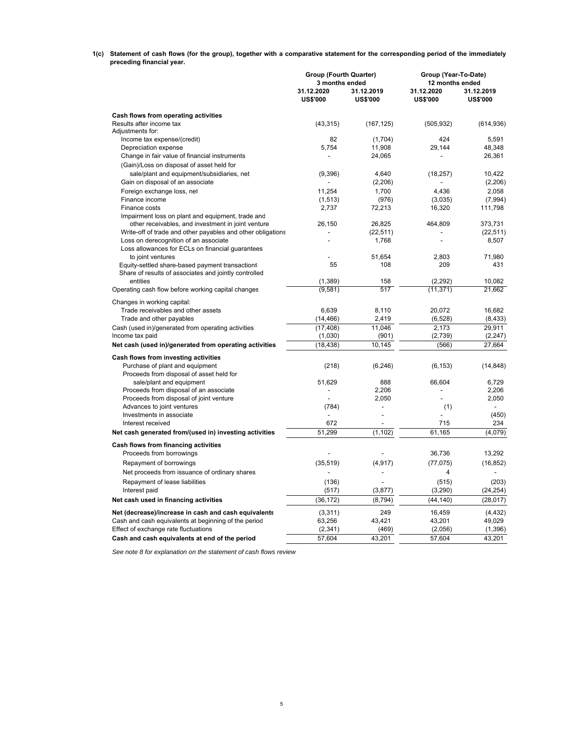**1(c) Statement of cash flows (for the group), together with a comparative statement for the corresponding period of the immediately preceding financial year.**

| | Group (Fourth Quarter) 3 months ended | | Group (Year-To-Date) 12 months ended | |
|---|---|---|---|---|
| | 31.12.2020 US$'000 | 31.12.2019 US$'000 | 31.12.2020 US$'000 | 31.12.2019 US$'000 |
| **Cash flows from operating activities** | | | | |
| Results after income tax | (43,315) | (167,125) | (505,932) | (614,936) |
| Adjustments for: | | | | |
| Income tax expense/(credit) | 82 | (1,704) | 424 | 5,591 |
| Depreciation expense | 5,754 | 11,908 | 29,144 | 48,348 |
| Change in fair value of financial instruments | - | 24,065 | - | 26,361 |
| (Gain)/Loss on disposal of asset held for sale/plant and equipment/subsidiaries, net | (9,396) | 4,640 | (18,257) | 10,422 |
| Gain on disposal of an associate | - | (2,206) | - | (2,206) |
| Foreign exchange loss, net | 11,254 | 1,700 | 4,436 | 2,058 |
| Finance income | (1,513) | (976) | (3,035) | (7,994) |
| Finance costs | 2,737 | 72,213 | 16,320 | 111,798 |
| Impairment loss on plant and equipment, trade and other receivables, and investment in joint venture | 26,150 | 26,825 | 464,809 | 373,731 |
| Write-off of trade and other payables and other obligations | - | (22,511) | - | (22,511) |
| Loss on derecognition of an associate | - | 1,768 | - | 8,507 |
| Loss allowances for ECLs on financial guarantees to joint ventures | - | 51,654 | 2,803 | 71,980 |
| Equity-settled share-based payment transactions | 55 | 108 | 209 | 431 |
| Share of results of associates and jointly controlled entities | (1,389) | 158 | (2,292) | 10,082 |
| Operating cash flow before working capital changes | (9,581) | 517 | (11,371) | 21,662 |
| Changes in working capital: | | | | |
| Trade receivables and other assets | 6,639 | 8,110 | 20,072 | 16,682 |
| Trade and other payables | (14,466) | 2,419 | (6,528) | (8,433) |
| Cash (used in)/generated from operating activities | (17,408) | 11,046 | 2,173 | 29,911 |
| Income tax paid | (1,030) | (901) | (2,739) | (2,247) |
| **Net cash (used in)/generated from operating activities** | (18,438) | 10,145 | (566) | 27,664 |
| **Cash flows from investing activities** | | | | |
| Purchase of plant and equipment | (218) | (6,246) | (6,153) | (14,848) |
| Proceeds from disposal of asset held for sale/plant and equipment | 51,629 | 888 | 66,604 | 6,729 |
| Proceeds from disposal of an associate | - | 2,206 | - | 2,206 |
| Proceeds from disposal of joint venture | - | 2,050 | - | 2,050 |
| Advances to joint ventures | (784) | - | (1) | - |
| Investments in associate | - | - | - | (450) |
| Interest received | 672 | - | 715 | 234 |
| **Net cash generated from/(used in) investing activities** | 51,299 | (1,102) | 61,165 | (4,079) |
| **Cash flows from financing activities** | | | | |
| Proceeds from borrowings | - | - | 36,736 | 13,292 |
| Repayment of borrowings | (35,519) | (4,917) | (77,075) | (16,852) |
| Net proceeds from issuance of ordinary shares | - | - | 4 | - |
| Repayment of lease liabilities | (136) | - | (515) | (203) |
| Interest paid | (517) | (3,877) | (3,290) | (24,254) |
| **Net cash used in financing activities** | (36,172) | (8,794) | (44,140) | (28,017) |
| **Net (decrease)/increase in cash and cash equivalents** | (3,311) | 249 | 16,459 | (4,432) |
| Cash and cash equivalents at beginning of the period | 63,256 | 43,421 | 43,201 | 49,029 |
| Effect of exchange rate fluctuations | (2,341) | (469) | (2,056) | (1,396) |
| **Cash and cash equivalents at end of the period** | 57,604 | 43,201 | 57,604 | 43,201 |

*See note 8 for explanation on the statement of cash flows review*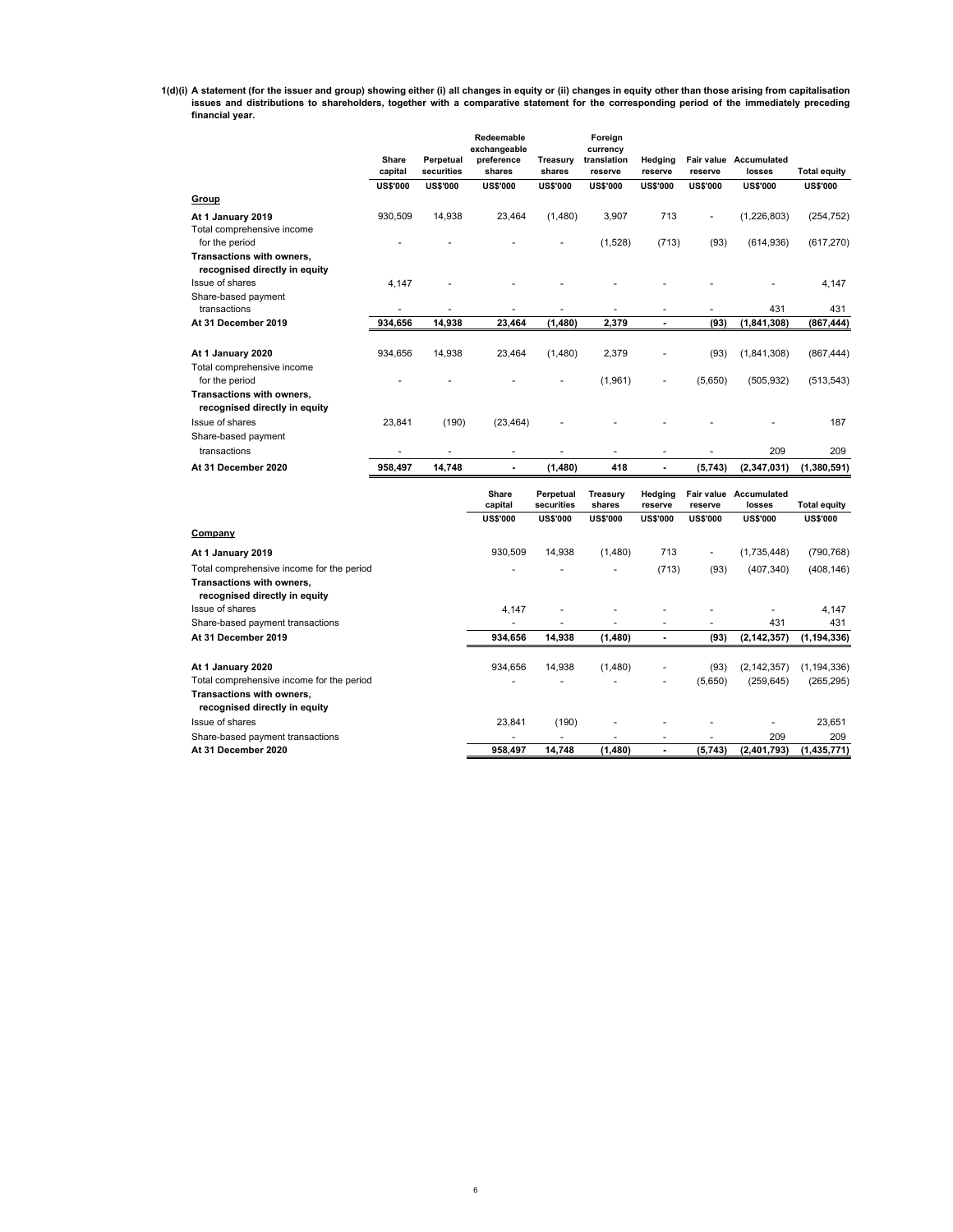**1(d)(i) A statement (for the issuer and group) showing either (i) all changes in equity or (ii) changes in equity other than those arising from capitalisation issues and distributions to shareholders, together with a comparative statement for the corresponding period of the immediately preceding financial year.**

| | Share capital | Perpetual securities | Redeemable exchangeable preference shares | Treasury shares | Foreign currency translation reserve | Hedging reserve | Fair value reserve | Accumulated losses | Total equity |
|---|---|---|---|---|---|---|---|---|---|
| | US$'000 | US$'000 | US$'000 | US$'000 | US$'000 | US$'000 | US$'000 | US$'000 | US$'000 |
| **Group** | | | | | | | | | |
| **At 1 January 2019** | 930,509 | 14,938 | 23,464 | (1,480) | 3,907 | 713 | - | (1,226,803) | (254,752) |
| Total comprehensive income for the period | - | - | - | - | (1,528) | (713) | (93) | (614,936) | (617,270) |
| **Transactions with owners, recognised directly in equity** | | | | | | | | | |
| Issue of shares | 4,147 | - | - | - | - | - | - | - | 4,147 |
| Share-based payment transactions | - | - | - | - | - | - | - | 431 | 431 |
| **At 31 December 2019** | **934,656** | **14,938** | **23,464** | **(1,480)** | **2,379** | **-** | **(93)** | **(1,841,308)** | **(867,444)** |
| | | | | | | | | | |
| **At 1 January 2020** | 934,656 | 14,938 | 23,464 | (1,480) | 2,379 | - | (93) | (1,841,308) | (867,444) |
| Total comprehensive income for the period | - | - | - | - | (1,961) | - | (5,650) | (505,932) | (513,543) |
| **Transactions with owners, recognised directly in equity** | | | | | | | | | |
| Issue of shares | 23,841 | (190) | (23,464) | - | - | - | - | - | 187 |
| Share-based payment transactions | - | - | - | - | - | - | - | 209 | 209 |
| **At 31 December 2020** | **958,497** | **14,748** | **-** | **(1,480)** | **418** | **-** | **(5,743)** | **(2,347,031)** | **(1,380,591)** |

| | Share capital | Perpetual securities | Treasury shares | Hedging reserve | Fair value reserve | Accumulated losses | Total equity |
|---|---|---|---|---|---|---|---|
| | US$'000 | US$'000 | US$'000 | US$'000 | US$'000 | US$'000 | US$'000 |
| **Company** | | | | | | | |
| **At 1 January 2019** | 930,509 | 14,938 | (1,480) | 713 | - | (1,735,448) | (790,768) |
| Total comprehensive income for the period | - | - | - | (713) | (93) | (407,340) | (408,146) |
| **Transactions with owners, recognised directly in equity** | | | | | | | |
| Issue of shares | 4,147 | - | - | - | - | - | 4,147 |
| Share-based payment transactions | - | - | - | - | - | 431 | 431 |
| **At 31 December 2019** | **934,656** | **14,938** | **(1,480)** | **-** | **(93)** | **(2,142,357)** | **(1,194,336)** |
| | | | | | | | |
| **At 1 January 2020** | 934,656 | 14,938 | (1,480) | - | (93) | (2,142,357) | (1,194,336) |
| Total comprehensive income for the period | - | - | - | - | (5,650) | (259,645) | (265,295) |
| **Transactions with owners, recognised directly in equity** | | | | | | | |
| Issue of shares | 23,841 | (190) | - | - | - | - | 23,651 |
| Share-based payment transactions | - | - | - | - | - | 209 | 209 |
| **At 31 December 2020** | **958,497** | **14,748** | **(1,480)** | **-** | **(5,743)** | **(2,401,793)** | **(1,435,771)** |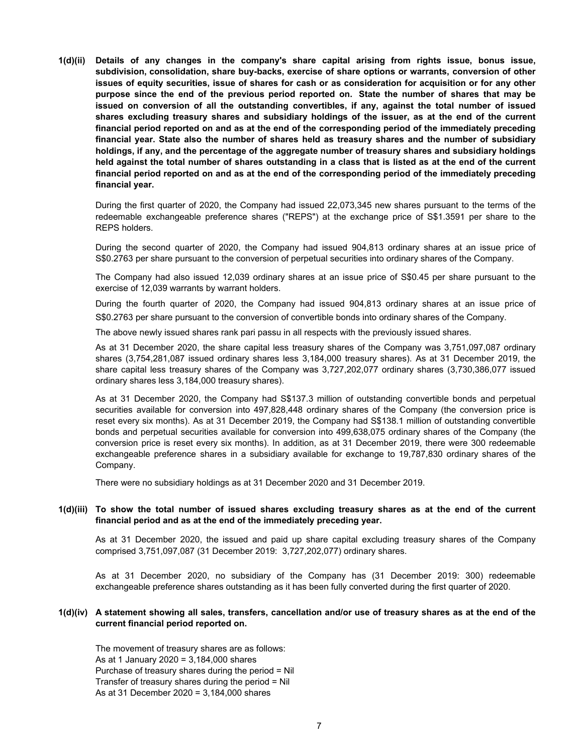**1(d)(ii) Details of any changes in the company's share capital arising from rights issue, bonus issue, subdivision, consolidation, share buy-backs, exercise of share options or warrants, conversion of other issues of equity securities, issue of shares for cash or as consideration for acquisition or for any other purpose since the end of the previous period reported on. State the number of shares that may be issued on conversion of all the outstanding convertibles, if any, against the total number of issued shares excluding treasury shares and subsidiary holdings of the issuer, as at the end of the current financial period reported on and as at the end of the corresponding period of the immediately preceding financial year. State also the number of shares held as treasury shares and the number of subsidiary holdings, if any, and the percentage of the aggregate number of treasury shares and subsidiary holdings held against the total number of shares outstanding in a class that is listed as at the end of the current financial period reported on and as at the end of the corresponding period of the immediately preceding financial year.**

During the first quarter of 2020, the Company had issued 22,073,345 new shares pursuant to the terms of the redeemable exchangeable preference shares ("REPS") at the exchange price of S$1.3591 per share to the REPS holders.

During the second quarter of 2020, the Company had issued 904,813 ordinary shares at an issue price of S$0.2763 per share pursuant to the conversion of perpetual securities into ordinary shares of the Company.

The Company had also issued 12,039 ordinary shares at an issue price of S$0.45 per share pursuant to the exercise of 12,039 warrants by warrant holders.

During the fourth quarter of 2020, the Company had issued 904,813 ordinary shares at an issue price of S$0.2763 per share pursuant to the conversion of convertible bonds into ordinary shares of the Company.

The above newly issued shares rank pari passu in all respects with the previously issued shares.

As at 31 December 2020, the share capital less treasury shares of the Company was 3,751,097,087 ordinary shares (3,754,281,087 issued ordinary shares less 3,184,000 treasury shares). As at 31 December 2019, the share capital less treasury shares of the Company was 3,727,202,077 ordinary shares (3,730,386,077 issued ordinary shares less 3,184,000 treasury shares).

As at 31 December 2020, the Company had S$137.3 million of outstanding convertible bonds and perpetual securities available for conversion into 497,828,448 ordinary shares of the Company (the conversion price is reset every six months). As at 31 December 2019, the Company had S$138.1 million of outstanding convertible bonds and perpetual securities available for conversion into 499,638,075 ordinary shares of the Company (the conversion price is reset every six months). In addition, as at 31 December 2019, there were 300 redeemable exchangeable preference shares in a subsidiary available for exchange to 19,787,830 ordinary shares of the Company.

There were no subsidiary holdings as at 31 December 2020 and 31 December 2019.

**1(d)(iii) To show the total number of issued shares excluding treasury shares as at the end of the current financial period and as at the end of the immediately preceding year.**

As at 31 December 2020, the issued and paid up share capital excluding treasury shares of the Company comprised 3,751,097,087 (31 December 2019: 3,727,202,077) ordinary shares.

As at 31 December 2020, no subsidiary of the Company has (31 December 2019: 300) redeemable exchangeable preference shares outstanding as it has been fully converted during the first quarter of 2020.

**1(d)(iv) A statement showing all sales, transfers, cancellation and/or use of treasury shares as at the end of the current financial period reported on.**

The movement of treasury shares are as follows:
As at 1 January 2020 = 3,184,000 shares
Purchase of treasury shares during the period = Nil
Transfer of treasury shares during the period = Nil
As at 31 December 2020 = 3,184,000 shares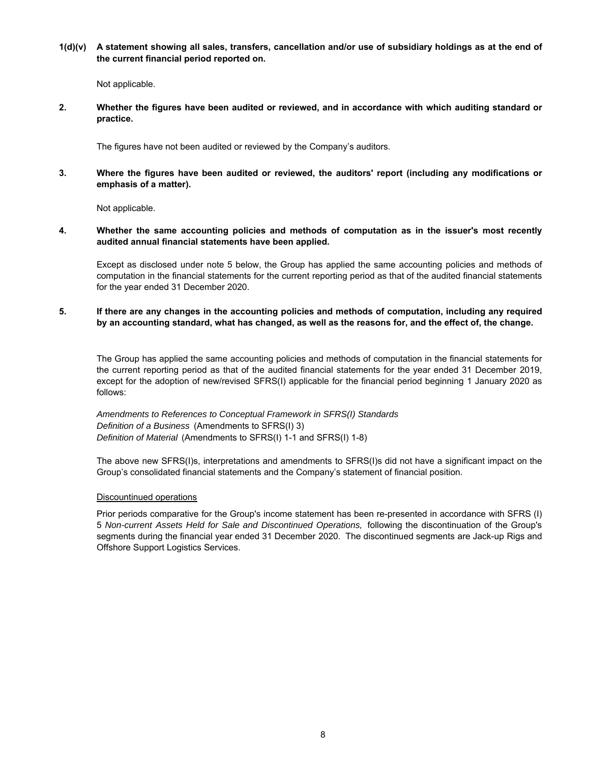**1(d)(v) A statement showing all sales, transfers, cancellation and/or use of subsidiary holdings as at the end of the current financial period reported on.**

Not applicable.

**2. Whether the figures have been audited or reviewed, and in accordance with which auditing standard or practice.**

The figures have not been audited or reviewed by the Company's auditors.

**3. Where the figures have been audited or reviewed, the auditors' report (including any modifications or emphasis of a matter).**

Not applicable.

**4. Whether the same accounting policies and methods of computation as in the issuer's most recently audited annual financial statements have been applied.**

Except as disclosed under note 5 below, the Group has applied the same accounting policies and methods of computation in the financial statements for the current reporting period as that of the audited financial statements for the year ended 31 December 2020.

**5. If there are any changes in the accounting policies and methods of computation, including any required by an accounting standard, what has changed, as well as the reasons for, and the effect of, the change.**

The Group has applied the same accounting policies and methods of computation in the financial statements for the current reporting period as that of the audited financial statements for the year ended 31 December 2019, except for the adoption of new/revised SFRS(I) applicable for the financial period beginning 1 January 2020 as follows:

*Amendments to References to Conceptual Framework in SFRS(I) Standards*
*Definition of a Business* (Amendments to SFRS(I) 3)
*Definition of Material* (Amendments to SFRS(I) 1-1 and SFRS(I) 1-8)

The above new SFRS(I)s, interpretations and amendments to SFRS(I)s did not have a significant impact on the Group's consolidated financial statements and the Company's statement of financial position.

Discountinued operations

Prior periods comparative for the Group's income statement has been re-presented in accordance with SFRS (I) 5 *Non-current Assets Held for Sale and Discontinued Operations,* following the discontinuation of the Group's segments during the financial year ended 31 December 2020. The discontinued segments are Jack-up Rigs and Offshore Support Logistics Services.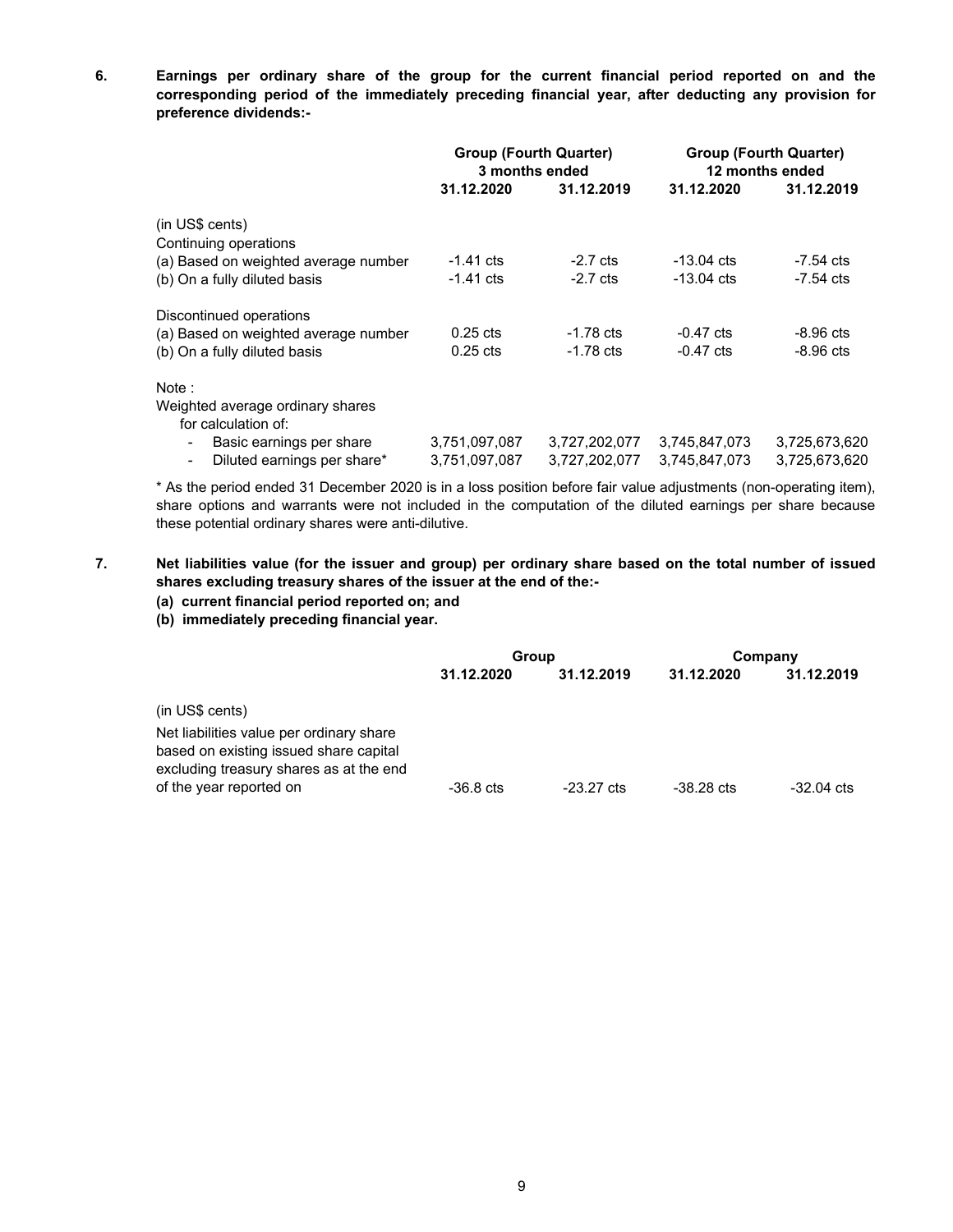**6. Earnings per ordinary share of the group for the current financial period reported on and the corresponding period of the immediately preceding financial year, after deducting any provision for preference dividends:-**

| | Group (Fourth Quarter) 3 months ended | | Group (Fourth Quarter) 12 months ended | |
|---|---|---|---|---|
| | 31.12.2020 | 31.12.2019 | 31.12.2020 | 31.12.2019 |
| (in US$ cents) | | | | |
| Continuing operations | | | | |
| (a) Based on weighted average number | -1.41 cts | -2.7 cts | -13.04 cts | -7.54 cts |
| (b) On a fully diluted basis | -1.41 cts | -2.7 cts | -13.04 cts | -7.54 cts |
| Discontinued operations | | | | |
| (a) Based on weighted average number | 0.25 cts | -1.78 cts | -0.47 cts | -8.96 cts |
| (b) On a fully diluted basis | 0.25 cts | -1.78 cts | -0.47 cts | -8.96 cts |
| Note : | | | | |
| Weighted average ordinary shares for calculation of: | | | | |
| - Basic earnings per share | 3,751,097,087 | 3,727,202,077 | 3,745,847,073 | 3,725,673,620 |
| - Diluted earnings per share* | 3,751,097,087 | 3,727,202,077 | 3,745,847,073 | 3,725,673,620 |

* As the period ended 31 December 2020 is in a loss position before fair value adjustments (non-operating item), share options and warrants were not included in the computation of the diluted earnings per share because these potential ordinary shares were anti-dilutive.

**7. Net liabilities value (for the issuer and group) per ordinary share based on the total number of issued shares excluding treasury shares of the issuer at the end of the:-**
**(a) current financial period reported on; and**
**(b) immediately preceding financial year.**

| | Group | | Company | |
|---|---|---|---|---|
| | 31.12.2020 | 31.12.2019 | 31.12.2020 | 31.12.2019 |
| (in US$ cents) | | | | |
| Net liabilities value per ordinary share based on existing issued share capital excluding treasury shares as at the end of the year reported on | -36.8 cts | -23.27 cts | -38.28 cts | -32.04 cts |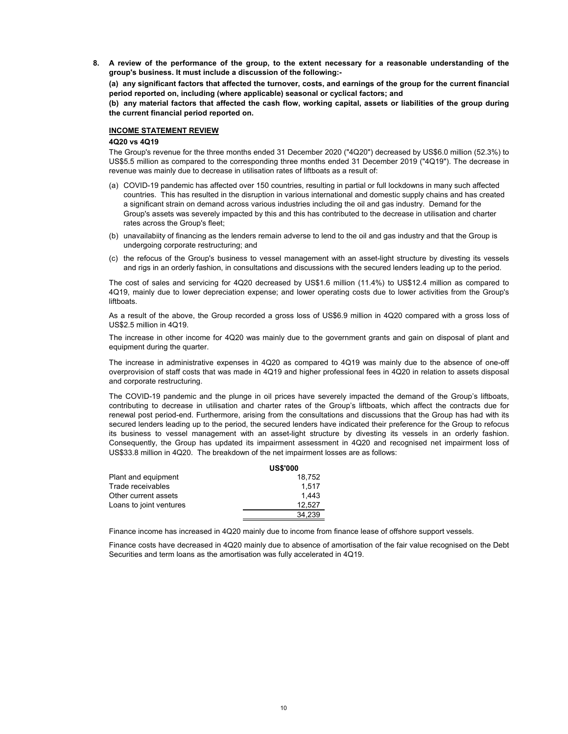**8. A review of the performance of the group, to the extent necessary for a reasonable understanding of the group's business. It must include a discussion of the following:-**

**(a) any significant factors that affected the turnover, costs, and earnings of the group for the current financial period reported on, including (where applicable) seasonal or cyclical factors; and**

**(b) any material factors that affected the cash flow, working capital, assets or liabilities of the group during the current financial period reported on.**

## INCOME STATEMENT REVIEW

### 4Q20 vs 4Q19

The Group's revenue for the three months ended 31 December 2020 ("4Q20") decreased by US$6.0 million (52.3%) to US$5.5 million as compared to the corresponding three months ended 31 December 2019 ("4Q19"). The decrease in revenue was mainly due to decrease in utilisation rates of liftboats as a result of:

(a) COVID-19 pandemic has affected over 150 countries, resulting in partial or full lockdowns in many such affected countries. This has resulted in the disruption in various international and domestic supply chains and has created a significant strain on demand across various industries including the oil and gas industry. Demand for the Group's assets was severely impacted by this and this has contributed to the decrease in utilisation and charter rates across the Group's fleet;

(b) unavailabiity of financing as the lenders remain adverse to lend to the oil and gas industry and that the Group is undergoing corporate restructuring; and

(c) the refocus of the Group's business to vessel management with an asset-light structure by divesting its vessels and rigs in an orderly fashion, in consultations and discussions with the secured lenders leading up to the period.

The cost of sales and servicing for 4Q20 decreased by US$1.6 million (11.4%) to US$12.4 million as compared to 4Q19, mainly due to lower depreciation expense; and lower operating costs due to lower activities from the Group's liftboats.

As a result of the above, the Group recorded a gross loss of US$6.9 million in 4Q20 compared with a gross loss of US$2.5 million in 4Q19.

The increase in other income for 4Q20 was mainly due to the government grants and gain on disposal of plant and equipment during the quarter.

The increase in administrative expenses in 4Q20 as compared to 4Q19 was mainly due to the absence of one-off overprovision of staff costs that was made in 4Q19 and higher professional fees in 4Q20 in relation to assets disposal and corporate restructuring.

The COVID-19 pandemic and the plunge in oil prices have severely impacted the demand of the Group’s liftboats, contributing to decrease in utilisation and charter rates of the Group’s liftboats, which affect the contracts due for renewal post period-end. Furthermore, arising from the consultations and discussions that the Group has had with its secured lenders leading up to the period, the secured lenders have indicated their preference for the Group to refocus its business to vessel management with an asset-light structure by divesting its vessels in an orderly fashion. Consequently, the Group has updated its impairment assessment in 4Q20 and recognised net impairment loss of US$33.8 million in 4Q20. The breakdown of the net impairment losses are as follows:

| | US$'000 |
|---|---:|
| Plant and equipment | 18,752 |
| Trade receivables | 1,517 |
| Other current assets | 1,443 |
| Loans to joint ventures | 12,527 |
| | 34,239 |

Finance income has increased in 4Q20 mainly due to income from finance lease of offshore support vessels.

Finance costs have decreased in 4Q20 mainly due to absence of amortisation of the fair value recognised on the Debt Securities and term loans as the amortisation was fully accelerated in 4Q19.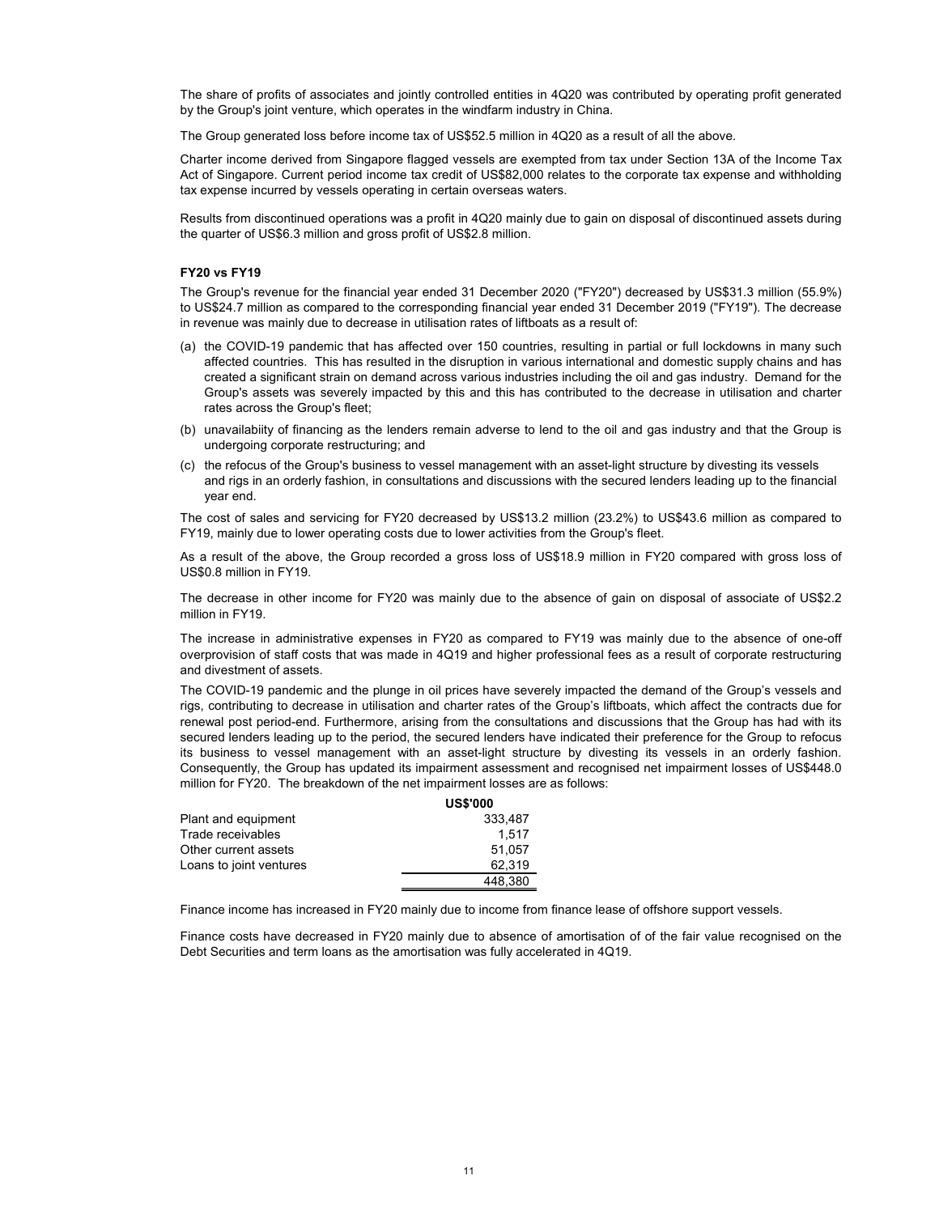The share of profits of associates and jointly controlled entities in 4Q20 was contributed by operating profit generated by the Group's joint venture, which operates in the windfarm industry in China.

The Group generated loss before income tax of US$52.5 million in 4Q20 as a result of all the above.

Charter income derived from Singapore flagged vessels are exempted from tax under Section 13A of the Income Tax Act of Singapore. Current period income tax credit of US$82,000 relates to the corporate tax expense and withholding tax expense incurred by vessels operating in certain overseas waters.

Results from discontinued operations was a profit in 4Q20 mainly due to gain on disposal of discontinued assets during the quarter of US$6.3 million and gross profit of US$2.8 million.

**FY20 vs FY19**

The Group's revenue for the financial year ended 31 December 2020 ("FY20") decreased by US$31.3 million (55.9%) to US$24.7 million as compared to the corresponding financial year ended 31 December 2019 ("FY19"). The decrease in revenue was mainly due to decrease in utilisation rates of liftboats as a result of:

(a) the COVID-19 pandemic that has affected over 150 countries, resulting in partial or full lockdowns in many such affected countries. This has resulted in the disruption in various international and domestic supply chains and has created a significant strain on demand across various industries including the oil and gas industry. Demand for the Group's assets was severely impacted by this and this has contributed to the decrease in utilisation and charter rates across the Group's fleet;

(b) unavailabiity of financing as the lenders remain adverse to lend to the oil and gas industry and that the Group is undergoing corporate restructuring; and

(c) the refocus of the Group's business to vessel management with an asset-light structure by divesting its vessels and rigs in an orderly fashion, in consultations and discussions with the secured lenders leading up to the financial year end.

The cost of sales and servicing for FY20 decreased by US$13.2 million (23.2%) to US$43.6 million as compared to FY19, mainly due to lower operating costs due to lower activities from the Group's fleet.

As a result of the above, the Group recorded a gross loss of US$18.9 million in FY20 compared with gross loss of US$0.8 million in FY19.

The decrease in other income for FY20 was mainly due to the absence of gain on disposal of associate of US$2.2 million in FY19.

The increase in administrative expenses in FY20 as compared to FY19 was mainly due to the absence of one-off overprovision of staff costs that was made in 4Q19 and higher professional fees as a result of corporate restructuring and divestment of assets.

The COVID-19 pandemic and the plunge in oil prices have severely impacted the demand of the Group's vessels and rigs, contributing to decrease in utilisation and charter rates of the Group's liftboats, which affect the contracts due for renewal post period-end. Furthermore, arising from the consultations and discussions that the Group has had with its secured lenders leading up to the period, the secured lenders have indicated their preference for the Group to refocus its business to vessel management with an asset-light structure by divesting its vessels in an orderly fashion. Consequently, the Group has updated its impairment assessment and recognised net impairment losses of US$448.0 million for FY20. The breakdown of the net impairment losses are as follows:

| | US$'000 |
|---|---:|
| Plant and equipment | 333,487 |
| Trade receivables | 1,517 |
| Other current assets | 51,057 |
| Loans to joint ventures | 62,319 |
| | 448,380 |

Finance income has increased in FY20 mainly due to income from finance lease of offshore support vessels.

Finance costs have decreased in FY20 mainly due to absence of amortisation of of the fair value recognised on the Debt Securities and term loans as the amortisation was fully accelerated in 4Q19.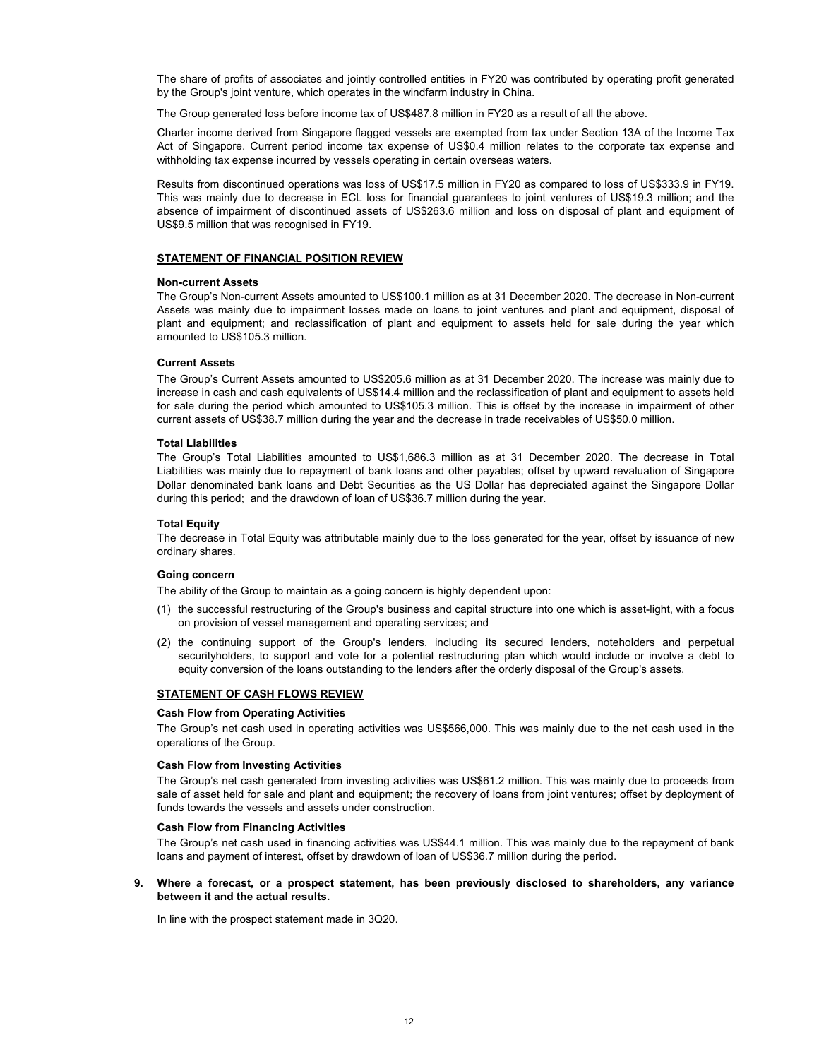The share of profits of associates and jointly controlled entities in FY20 was contributed by operating profit generated by the Group's joint venture, which operates in the windfarm industry in China.

The Group generated loss before income tax of US$487.8 million in FY20 as a result of all the above.

Charter income derived from Singapore flagged vessels are exempted from tax under Section 13A of the Income Tax Act of Singapore. Current period income tax expense of US$0.4 million relates to the corporate tax expense and withholding tax expense incurred by vessels operating in certain overseas waters.

Results from discontinued operations was loss of US$17.5 million in FY20 as compared to loss of US$333.9 in FY19. This was mainly due to decrease in ECL loss for financial guarantees to joint ventures of US$19.3 million; and the absence of impairment of discontinued assets of US$263.6 million and loss on disposal of plant and equipment of US$9.5 million that was recognised in FY19.

## STATEMENT OF FINANCIAL POSITION REVIEW

**Non-current Assets**

The Group's Non-current Assets amounted to US$100.1 million as at 31 December 2020. The decrease in Non-current Assets was mainly due to impairment losses made on loans to joint ventures and plant and equipment, disposal of plant and equipment; and reclassification of plant and equipment to assets held for sale during the year which amounted to US$105.3 million.

**Current Assets**

The Group's Current Assets amounted to US$205.6 million as at 31 December 2020. The increase was mainly due to increase in cash and cash equivalents of US$14.4 million and the reclassification of plant and equipment to assets held for sale during the period which amounted to US$105.3 million. This is offset by the increase in impairment of other current assets of US$38.7 million during the year and the decrease in trade receivables of US$50.0 million.

**Total Liabilities**

The Group's Total Liabilities amounted to US$1,686.3 million as at 31 December 2020. The decrease in Total Liabilities was mainly due to repayment of bank loans and other payables; offset by upward revaluation of Singapore Dollar denominated bank loans and Debt Securities as the US Dollar has depreciated against the Singapore Dollar during this period; and the drawdown of loan of US$36.7 million during the year.

**Total Equity**

The decrease in Total Equity was attributable mainly due to the loss generated for the year, offset by issuance of new ordinary shares.

**Going concern**

The ability of the Group to maintain as a going concern is highly dependent upon:

(1) the successful restructuring of the Group's business and capital structure into one which is asset-light, with a focus on provision of vessel management and operating services; and

(2) the continuing support of the Group's lenders, including its secured lenders, noteholders and perpetual securityholders, to support and vote for a potential restructuring plan which would include or involve a debt to equity conversion of the loans outstanding to the lenders after the orderly disposal of the Group's assets.

## STATEMENT OF CASH FLOWS REVIEW

**Cash Flow from Operating Activities**

The Group's net cash used in operating activities was US$566,000. This was mainly due to the net cash used in the operations of the Group.

**Cash Flow from Investing Activities**

The Group's net cash generated from investing activities was US$61.2 million. This was mainly due to proceeds from sale of asset held for sale and plant and equipment; the recovery of loans from joint ventures; offset by deployment of funds towards the vessels and assets under construction.

**Cash Flow from Financing Activities**

The Group's net cash used in financing activities was US$44.1 million. This was mainly due to the repayment of bank loans and payment of interest, offset by drawdown of loan of US$36.7 million during the period.

**9. Where a forecast, or a prospect statement, has been previously disclosed to shareholders, any variance between it and the actual results.**

In line with the prospect statement made in 3Q20.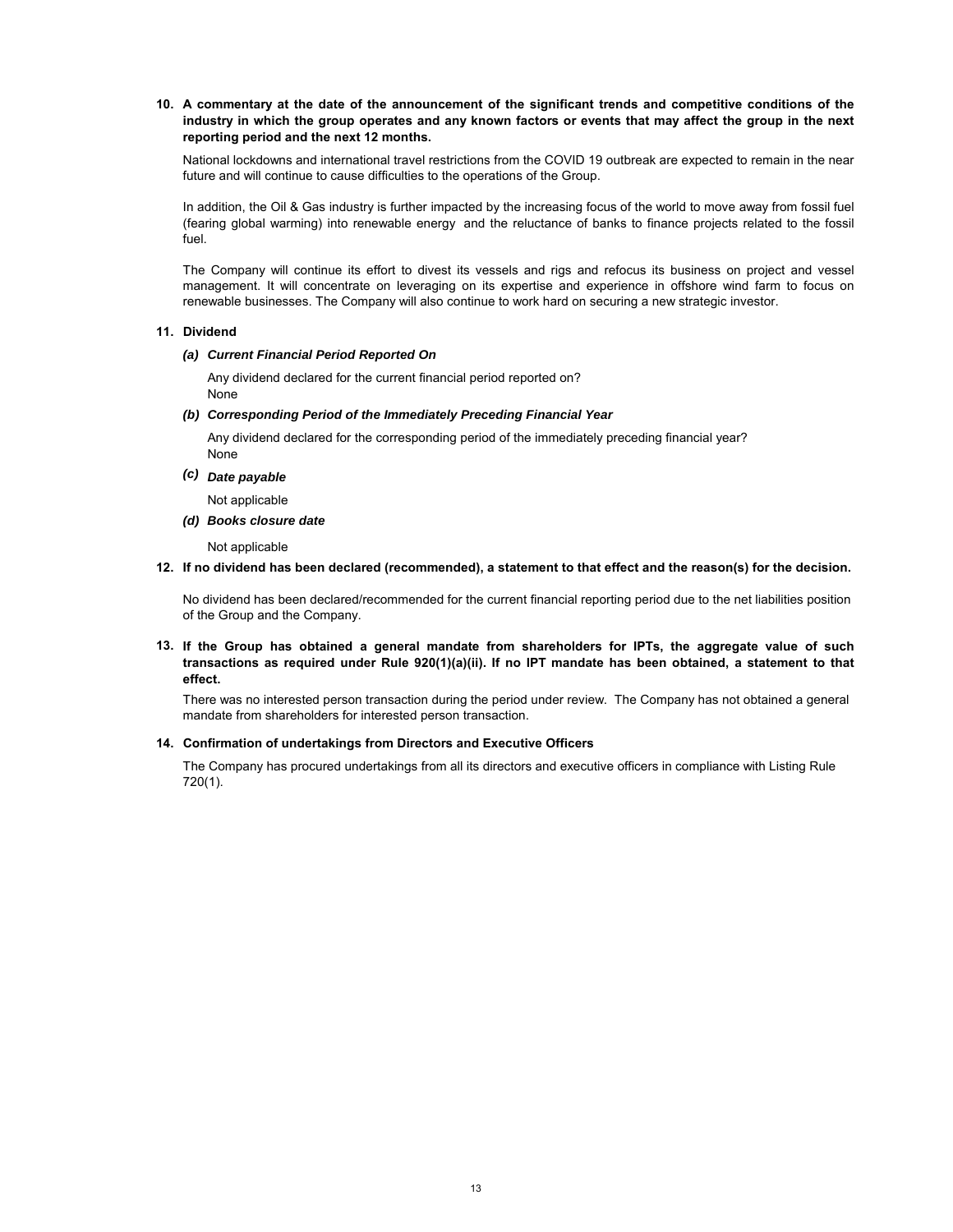**10. A commentary at the date of the announcement of the significant trends and competitive conditions of the industry in which the group operates and any known factors or events that may affect the group in the next reporting period and the next 12 months.**

National lockdowns and international travel restrictions from the COVID 19 outbreak are expected to remain in the near future and will continue to cause difficulties to the operations of the Group.

In addition, the Oil & Gas industry is further impacted by the increasing focus of the world to move away from fossil fuel (fearing global warming) into renewable energy and the reluctance of banks to finance projects related to the fossil fuel.

The Company will continue its effort to divest its vessels and rigs and refocus its business on project and vessel management. It will concentrate on leveraging on its expertise and experience in offshore wind farm to focus on renewable businesses. The Company will also continue to work hard on securing a new strategic investor.

**11. Dividend**

***(a) Current Financial Period Reported On***

Any dividend declared for the current financial period reported on?
None

***(b) Corresponding Period of the Immediately Preceding Financial Year***

Any dividend declared for the corresponding period of the immediately preceding financial year?
None

***(c) Date payable***

Not applicable

***(d) Books closure date***

Not applicable

**12. If no dividend has been declared (recommended), a statement to that effect and the reason(s) for the decision.**

No dividend has been declared/recommended for the current financial reporting period due to the net liabilities position of the Group and the Company.

**13. If the Group has obtained a general mandate from shareholders for IPTs, the aggregate value of such transactions as required under Rule 920(1)(a)(ii). If no IPT mandate has been obtained, a statement to that effect.**

There was no interested person transaction during the period under review. The Company has not obtained a general mandate from shareholders for interested person transaction.

**14. Confirmation of undertakings from Directors and Executive Officers**

The Company has procured undertakings from all its directors and executive officers in compliance with Listing Rule 720(1).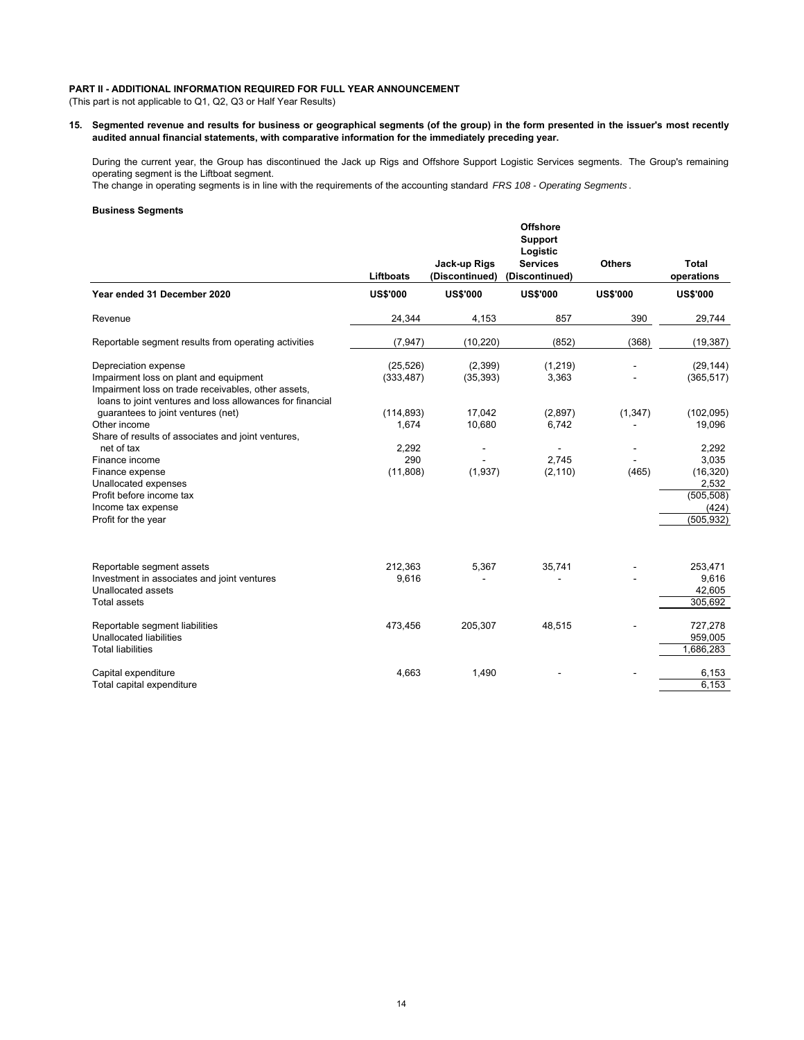**PART II - ADDITIONAL INFORMATION REQUIRED FOR FULL YEAR ANNOUNCEMENT**

(This part is not applicable to Q1, Q2, Q3 or Half Year Results)

**15. Segmented revenue and results for business or geographical segments (of the group) in the form presented in the issuer's most recently audited annual financial statements, with comparative information for the immediately preceding year.**

During the current year, the Group has discontinued the Jack up Rigs and Offshore Support Logistic Services segments. The Group's remaining operating segment is the Liftboat segment.

The change in operating segments is in line with the requirements of the accounting standard *FRS 108 - Operating Segments*.

**Business Segments**

| | Liftboats | Jack-up Rigs (Discontinued) | Offshore Support Logistic Services (Discontinued) | Others | Total operations |
|---|---|---|---|---|---|
| **Year ended 31 December 2020** | **US$'000** | **US$'000** | **US$'000** | **US$'000** | **US$'000** |
| Revenue | 24,344 | 4,153 | 857 | 390 | 29,744 |
| Reportable segment results from operating activities | (7,947) | (10,220) | (852) | (368) | (19,387) |
| Depreciation expense | (25,526) | (2,399) | (1,219) | - | (29,144) |
| Impairment loss on plant and equipment | (333,487) | (35,393) | 3,363 | - | (365,517) |
| Impairment loss on trade receivables, other assets, loans to joint ventures and loss allowances for financial guarantees to joint ventures (net) | (114,893) | 17,042 | (2,897) | (1,347) | (102,095) |
| Other income | 1,674 | 10,680 | 6,742 | - | 19,096 |
| Share of results of associates and joint ventures, net of tax | 2,292 | - | - | - | 2,292 |
| Finance income | 290 | - | 2,745 | - | 3,035 |
| Finance expense | (11,808) | (1,937) | (2,110) | (465) | (16,320) |
| Unallocated expenses | | | | | 2,532 |
| Profit before income tax | | | | | (505,508) |
| Income tax expense | | | | | (424) |
| Profit for the year | | | | | (505,932) |
| | | | | | |
| Reportable segment assets | 212,363 | 5,367 | 35,741 | - | 253,471 |
| Investment in associates and joint ventures | 9,616 | - | - | - | 9,616 |
| Unallocated assets | | | | | 42,605 |
| Total assets | | | | | 305,692 |
| | | | | | |
| Reportable segment liabilities | 473,456 | 205,307 | 48,515 | - | 727,278 |
| Unallocated liabilities | | | | | 959,005 |
| Total liabilities | | | | | 1,686,283 |
| | | | | | |
| Capital expenditure | 4,663 | 1,490 | - | - | 6,153 |
| Total capital expenditure | | | | | 6,153 |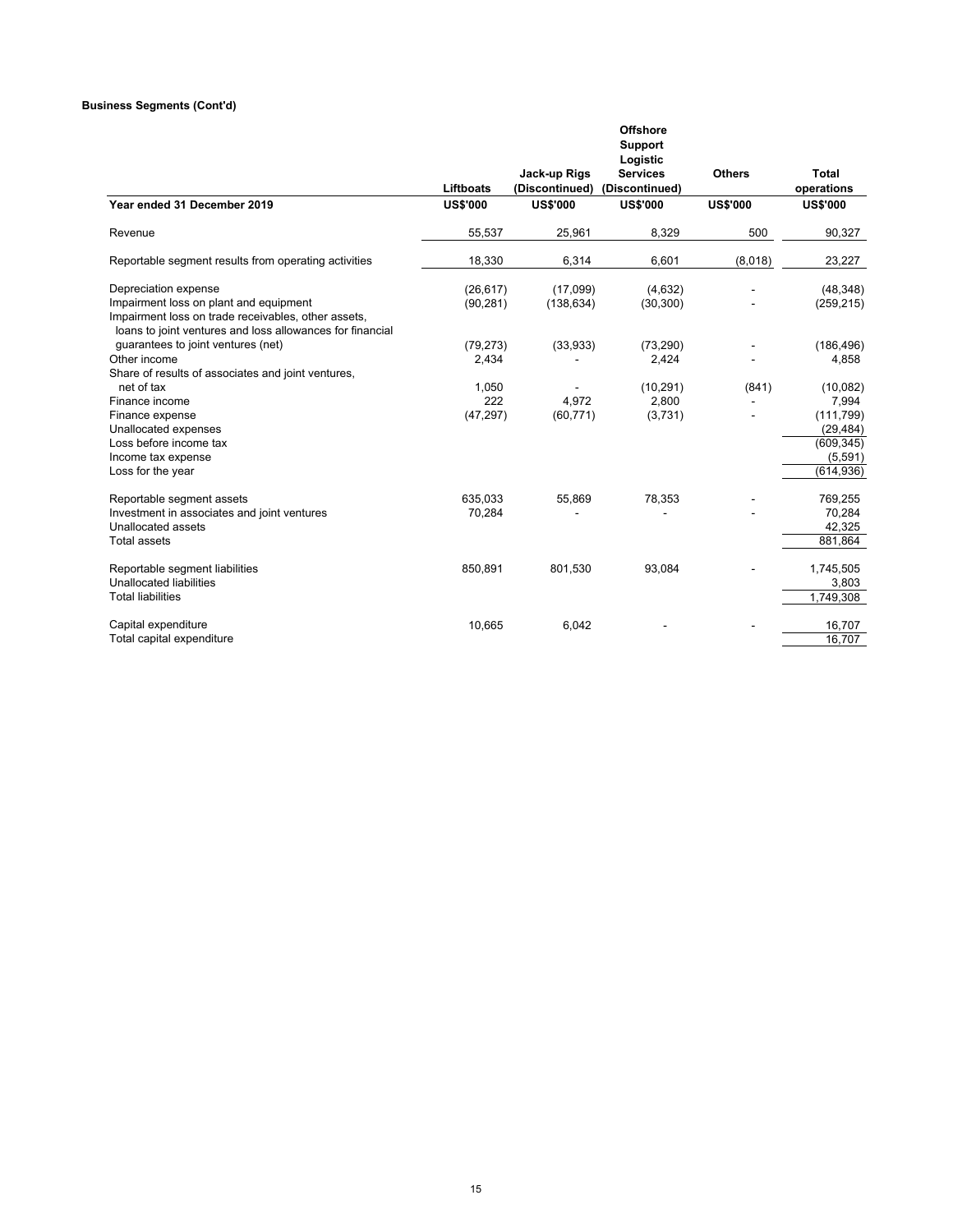**Business Segments (Cont'd)**

| Year ended 31 December 2019 | Liftboats | Jack-up Rigs (Discontinued) | Offshore Support Logistic Services (Discontinued) | Others | Total operations |
|---|---|---|---|---|---|
| | US$'000 | US$'000 | US$'000 | US$'000 | US$'000 |
| Revenue | 55,537 | 25,961 | 8,329 | 500 | 90,327 |
| Reportable segment results from operating activities | 18,330 | 6,314 | 6,601 | (8,018) | 23,227 |
| Depreciation expense | (26,617) | (17,099) | (4,632) | - | (48,348) |
| Impairment loss on plant and equipment | (90,281) | (138,634) | (30,300) | - | (259,215) |
| Impairment loss on trade receivables, other assets, loans to joint ventures and loss allowances for financial guarantees to joint ventures (net) | (79,273) | (33,933) | (73,290) | - | (186,496) |
| Other income | 2,434 | - | 2,424 | - | 4,858 |
| Share of results of associates and joint ventures, net of tax | 1,050 | - | (10,291) | (841) | (10,082) |
| Finance income | 222 | 4,972 | 2,800 | - | 7,994 |
| Finance expense | (47,297) | (60,771) | (3,731) | - | (111,799) |
| Unallocated expenses | | | | | (29,484) |
| Loss before income tax | | | | | (609,345) |
| Income tax expense | | | | | (5,591) |
| Loss for the year | | | | | (614,936) |
| Reportable segment assets | 635,033 | 55,869 | 78,353 | - | 769,255 |
| Investment in associates and joint ventures | 70,284 | - | - | - | 70,284 |
| Unallocated assets | | | | | 42,325 |
| Total assets | | | | | 881,864 |
| Reportable segment liabilities | 850,891 | 801,530 | 93,084 | - | 1,745,505 |
| Unallocated liabilities | | | | | 3,803 |
| Total liabilities | | | | | 1,749,308 |
| Capital expenditure | 10,665 | 6,042 | - | - | 16,707 |
| Total capital expenditure | | | | | 16,707 |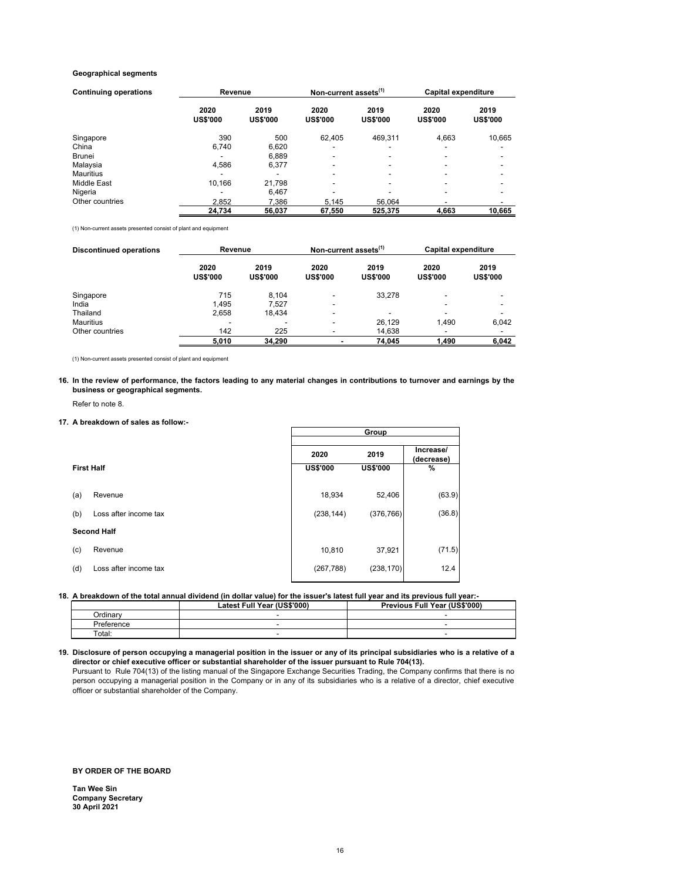**Geographical segments**

| Continuing operations | Revenue | | Non-current assets(1) | | Capital expenditure | |
|---|---|---|---|---|---|---|
| | 2020 US$'000 | 2019 US$'000 | 2020 US$'000 | 2019 US$'000 | 2020 US$'000 | 2019 US$'000 |
| Singapore | 390 | 500 | 62,405 | 469,311 | 4,663 | 10,665 |
| China | 6,740 | 6,620 | - | - | - | - |
| Brunei | - | 6,889 | - | - | - | - |
| Malaysia | 4,586 | 6,377 | - | - | - | - |
| Mauritius | - | - | - | - | - | - |
| Middle East | 10,166 | 21,798 | - | - | - | - |
| Nigeria | - | 6,467 | - | - | - | - |
| Other countries | 2,852 | 7,386 | 5,145 | 56,064 | - | - |
| | 24,734 | 56,037 | 67,550 | 525,375 | 4,663 | 10,665 |

(1) Non-current assets presented consist of plant and equipment

| Discontinued operations | Revenue | | Non-current assets(1) | | Capital expenditure | |
|---|---|---|---|---|---|---|
| | 2020 US$'000 | 2019 US$'000 | 2020 US$'000 | 2019 US$'000 | 2020 US$'000 | 2019 US$'000 |
| Singapore | 715 | 8,104 | - | 33,278 | - | - |
| India | 1,495 | 7,527 | - | | - | - |
| Thailand | 2,658 | 18,434 | - | - | - | - |
| Mauritius | - | - | - | 26,129 | 1,490 | 6,042 |
| Other countries | 142 | 225 | - | 14,638 | - | - |
| | 5,010 | 34,290 | - | 74,045 | 1,490 | 6,042 |

(1) Non-current assets presented consist of plant and equipment

**16. In the review of performance, the factors leading to any material changes in contributions to turnover and earnings by the business or geographical segments.**

Refer to note 8.

**17. A breakdown of sales as follow:-**

| | | Group | | |
|---|---|---|---|---|
| | | 2020 | 2019 | Increase/ (decrease) |
| **First Half** | | US$'000 | US$'000 | % |
| (a) | Revenue | 18,934 | 52,406 | (63.9) |
| (b) | Loss after income tax | (238,144) | (376,766) | (36.8) |
| **Second Half** | | | | |
| (c) | Revenue | 10,810 | 37,921 | (71.5) |
| (d) | Loss after income tax | (267,788) | (238,170) | 12.4 |

**18. A breakdown of the total annual dividend (in dollar value) for the issuer's latest full year and its previous full year:-**

| | Latest Full Year (US$'000) | Previous Full Year (US$'000) |
|---|---|---|
| Ordinary | - | - |
| Preference | - | - |
| Total: | - | - |

**19. Disclosure of person occupying a managerial position in the issuer or any of its principal subsidiaries who is a relative of a director or chief executive officer or substantial shareholder of the issuer pursuant to Rule 704(13).**

Pursuant to Rule 704(13) of the listing manual of the Singapore Exchange Securities Trading, the Company confirms that there is no person occupying a managerial position in the Company or in any of its subsidiaries who is a relative of a director, chief executive officer or substantial shareholder of the Company.

**BY ORDER OF THE BOARD**

**Tan Wee Sin**
**Company Secretary**
**30 April 2021**